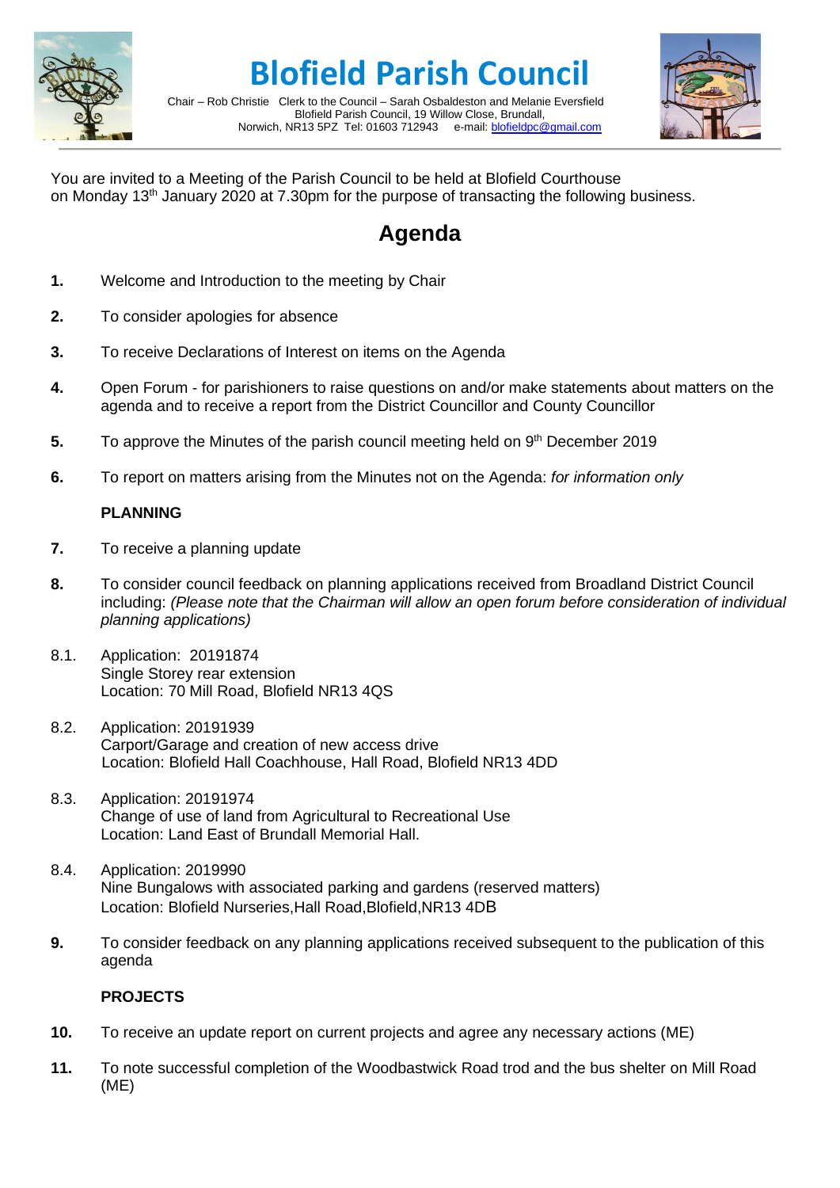# Blofield Parish Council

Chair – Rob Christie Clerk to the Council – Sarah Osbaldeston and Melanie Eversfield
Blofield Parish Council, 19 Willow Close, Brundall,
Norwich, NR13 5PZ Tel: 01603 712943 e-mail: blofieldpc@gmail.com

You are invited to a Meeting of the Parish Council to be held at Blofield Courthouse on Monday 13th January 2020 at 7.30pm for the purpose of transacting the following business.

## Agenda

**1.** Welcome and Introduction to the meeting by Chair

**2.** To consider apologies for absence

**3.** To receive Declarations of Interest on items on the Agenda

**4.** Open Forum - for parishioners to raise questions on and/or make statements about matters on the agenda and to receive a report from the District Councillor and County Councillor

**5.** To approve the Minutes of the parish council meeting held on 9th December 2019

**6.** To report on matters arising from the Minutes not on the Agenda: *for information only*

**PLANNING**

**7.** To receive a planning update

**8.** To consider council feedback on planning applications received from Broadland District Council including: *(Please note that the Chairman will allow an open forum before consideration of individual planning applications)*

8.1. Application: 20191874
Single Storey rear extension
Location: 70 Mill Road, Blofield NR13 4QS

8.2. Application: 20191939
Carport/Garage and creation of new access drive
Location: Blofield Hall Coachhouse, Hall Road, Blofield NR13 4DD

8.3. Application: 20191974
Change of use of land from Agricultural to Recreational Use
Location: Land East of Brundall Memorial Hall.

8.4. Application: 2019990
Nine Bungalows with associated parking and gardens (reserved matters)
Location: Blofield Nurseries,Hall Road,Blofield,NR13 4DB

**9.** To consider feedback on any planning applications received subsequent to the publication of this agenda

**PROJECTS**

**10.** To receive an update report on current projects and agree any necessary actions (ME)

**11.** To note successful completion of the Woodbastwick Road trod and the bus shelter on Mill Road (ME)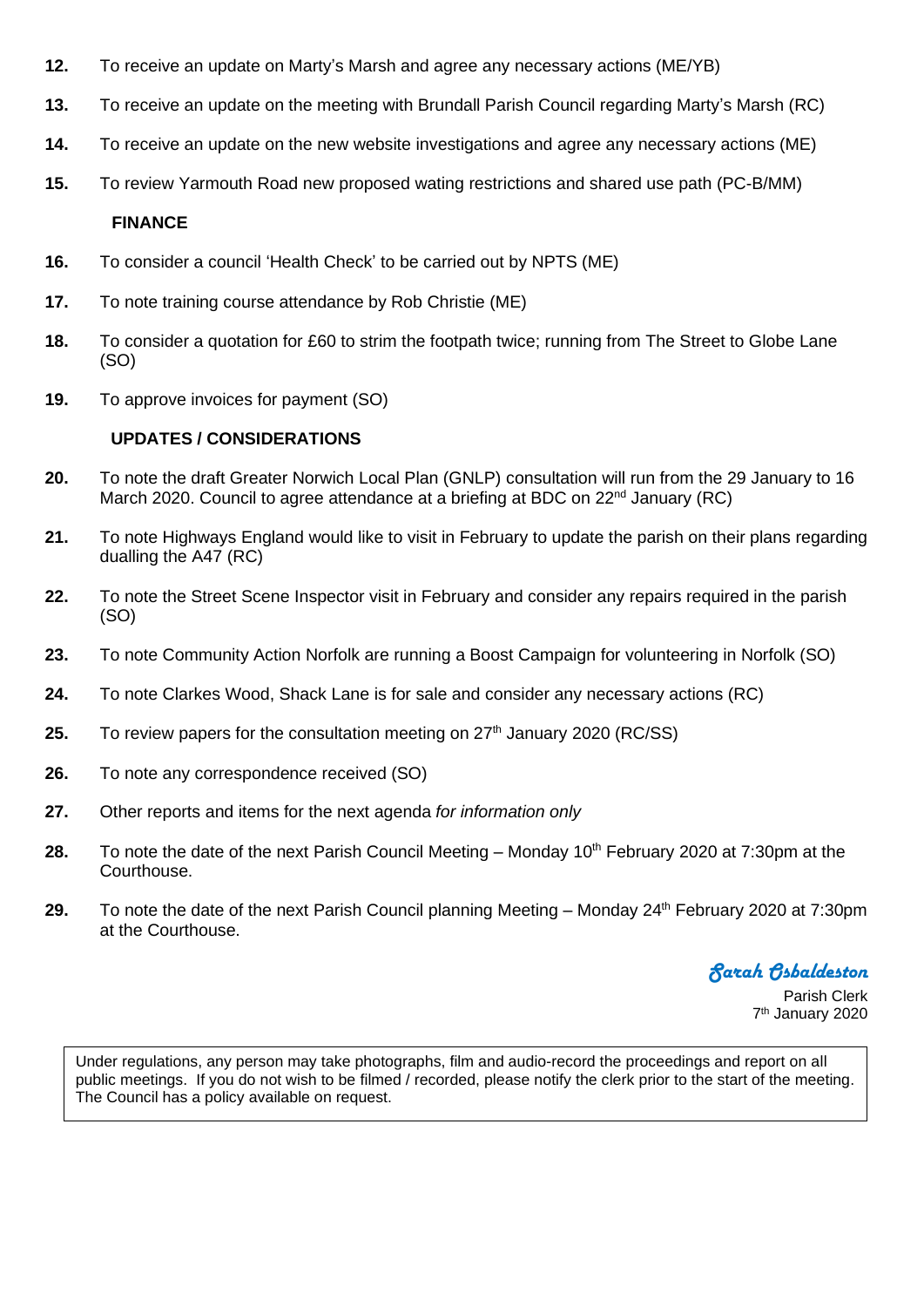**12.** To receive an update on Marty's Marsh and agree any necessary actions (ME/YB)

**13.** To receive an update on the meeting with Brundall Parish Council regarding Marty's Marsh (RC)

**14.** To receive an update on the new website investigations and agree any necessary actions (ME)

**15.** To review Yarmouth Road new proposed wating restrictions and shared use path (PC-B/MM)

**FINANCE**

**16.** To consider a council 'Health Check' to be carried out by NPTS (ME)

**17.** To note training course attendance by Rob Christie (ME)

**18.** To consider a quotation for £60 to strim the footpath twice; running from The Street to Globe Lane (SO)

**19.** To approve invoices for payment (SO)

**UPDATES / CONSIDERATIONS**

**20.** To note the draft Greater Norwich Local Plan (GNLP) consultation will run from the 29 January to 16 March 2020. Council to agree attendance at a briefing at BDC on 22nd January (RC)

**21.** To note Highways England would like to visit in February to update the parish on their plans regarding dualling the A47 (RC)

**22.** To note the Street Scene Inspector visit in February and consider any repairs required in the parish (SO)

**23.** To note Community Action Norfolk are running a Boost Campaign for volunteering in Norfolk (SO)

**24.** To note Clarkes Wood, Shack Lane is for sale and consider any necessary actions (RC)

**25.** To review papers for the consultation meeting on 27th January 2020 (RC/SS)

**26.** To note any correspondence received (SO)

**27.** Other reports and items for the next agenda *for information only*

**28.** To note the date of the next Parish Council Meeting – Monday 10th February 2020 at 7:30pm at the Courthouse.

**29.** To note the date of the next Parish Council planning Meeting – Monday 24th February 2020 at 7:30pm at the Courthouse.

*Sarah Osbaldeston*
Parish Clerk
7th January 2020

Under regulations, any person may take photographs, film and audio-record the proceedings and report on all public meetings. If you do not wish to be filmed / recorded, please notify the clerk prior to the start of the meeting. The Council has a policy available on request.